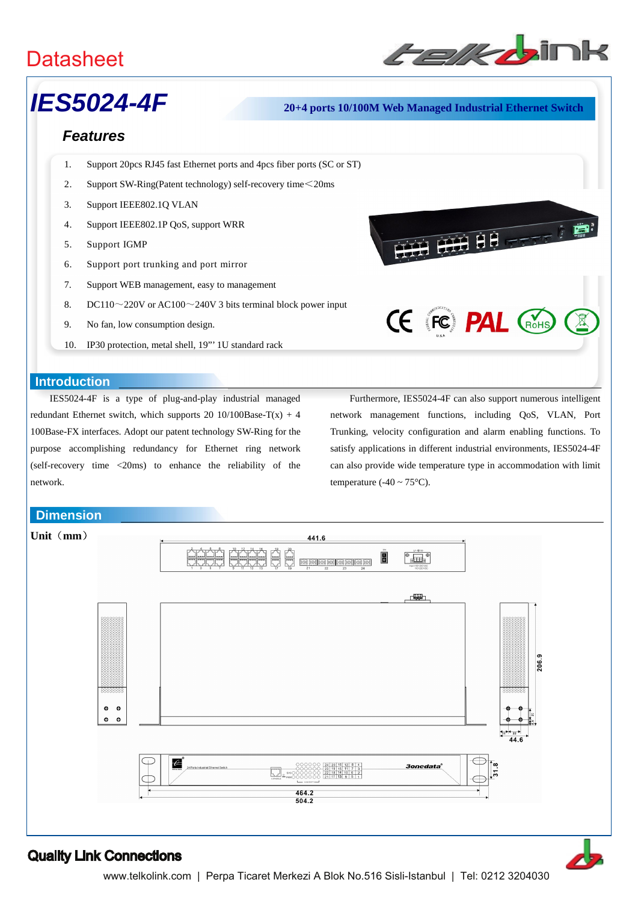Datasheet

# IES5024-4F

**20+4 ports 10/100M Web Managed Industrial Ethernet Switch**

## Features

1. Support 20pcs RJ45 fast Ethernet ports and 4pcs fiber ports (SC or ST)
2. Support SW-Ring(Patent technology) self-recovery time<20ms
3. Support IEEE802.1Q VLAN
4. Support IEEE802.1P QoS, support WRR
5. Support IGMP
6. Support port trunking and port mirror
7. Support WEB management, easy to management
8. DC110～220V or AC100～240V 3 bits terminal block power input
9. No fan, low consumption design.
10. IP30 protection, metal shell, 19"' 1U standard rack

## Introduction

IES5024-4F is a type of plug-and-play industrial managed redundant Ethernet switch, which supports 20 10/100Base-T(x) + 4 100Base-FX interfaces. Adopt our patent technology SW-Ring for the purpose accomplishing redundancy for Ethernet ring network (self-recovery time <20ms) to enhance the reliability of the network.

Furthermore, IES5024-4F can also support numerous intelligent network management functions, including QoS, VLAN, Port Trunking, velocity configuration and alarm enabling functions. To satisfy applications in different industrial environments, IES5024-4F can also provide wide temperature type in accommodation with limit temperature (-40 ~ 75°C).

## Dimension

**Unit（mm）**

441.6

206.9

44.6

31.8

464.2

504.2

**Quality Link Connections**

www.telkolink.com | Perpa Ticaret Merkezi A Blok No.516 Sisli-Istanbul | Tel: 0212 3204030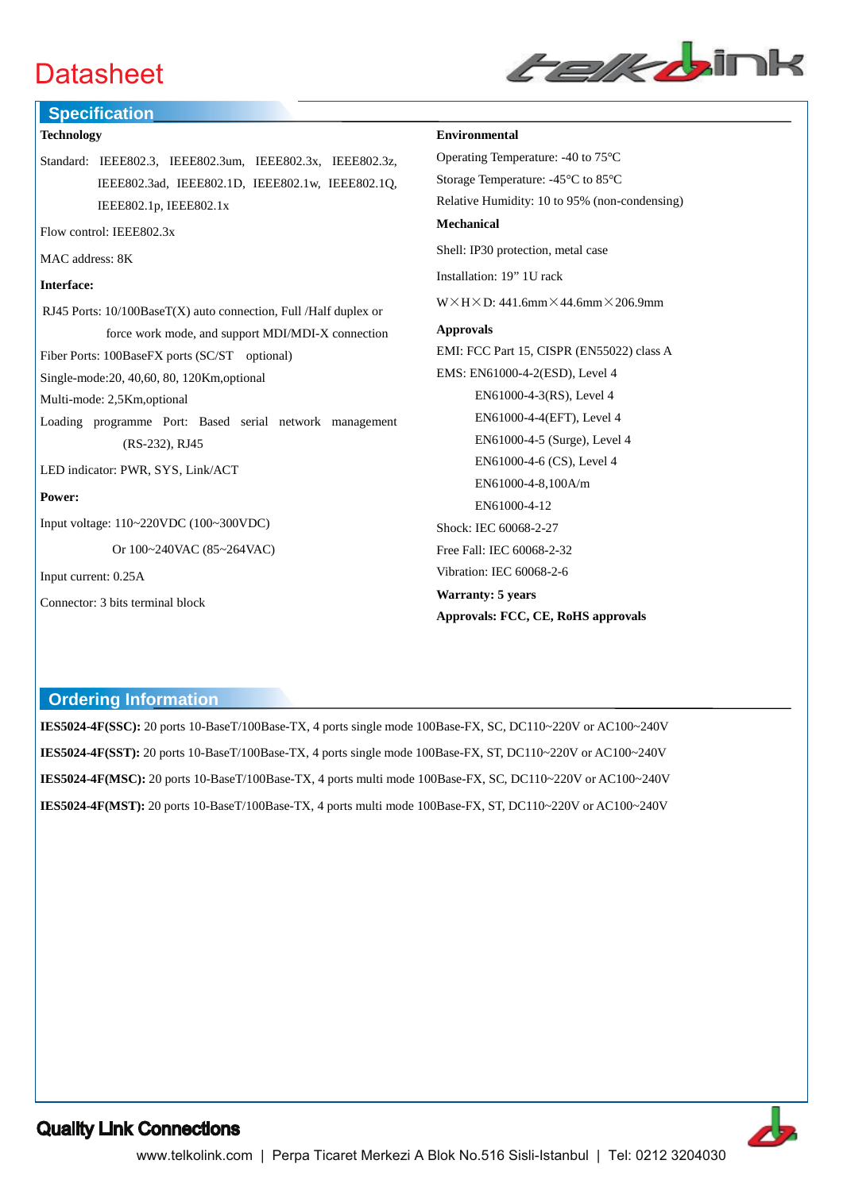# Datasheet

## Specification

**Technology**

Standard: IEEE802.3, IEEE802.3um, IEEE802.3x, IEEE802.3z, IEEE802.3ad, IEEE802.1D, IEEE802.1w, IEEE802.1Q, IEEE802.1p, IEEE802.1x

Flow control: IEEE802.3x

MAC address: 8K

**Interface:**

RJ45 Ports: 10/100BaseT(X) auto connection, Full /Half duplex or force work mode, and support MDI/MDI-X connection

Fiber Ports: 100BaseFX ports (SC/ST optional)

Single-mode:20, 40,60, 80, 120Km,optional

Multi-mode: 2,5Km,optional

Loading programme Port: Based serial network management (RS-232), RJ45

LED indicator: PWR, SYS, Link/ACT

**Power:**

Input voltage: 110~220VDC (100~300VDC)

Or 100~240VAC (85~264VAC)

Input current: 0.25A

Connector: 3 bits terminal block

**Environmental**

Operating Temperature: -40 to 75°C

Storage Temperature: -45°C to 85°C

Relative Humidity: 10 to 95% (non-condensing)

**Mechanical**

Shell: IP30 protection, metal case

Installation: 19" 1U rack

W×H×D: 441.6mm×44.6mm×206.9mm

**Approvals**

EMI: FCC Part 15, CISPR (EN55022) class A

EMS: EN61000-4-2(ESD), Level 4

EN61000-4-3(RS), Level 4

EN61000-4-4(EFT), Level 4

EN61000-4-5 (Surge), Level 4

EN61000-4-6 (CS), Level 4

EN61000-4-8,100A/m

EN61000-4-12

Shock: IEC 60068-2-27

Free Fall: IEC 60068-2-32

Vibration: IEC 60068-2-6

**Warranty: 5 years**

**Approvals: FCC, CE, RoHS approvals**

## Ordering Information

**IES5024-4F(SSC):** 20 ports 10-BaseT/100Base-TX, 4 ports single mode 100Base-FX, SC, DC110~220V or AC100~240V

**IES5024-4F(SST):** 20 ports 10-BaseT/100Base-TX, 4 ports single mode 100Base-FX, ST, DC110~220V or AC100~240V

**IES5024-4F(MSC):** 20 ports 10-BaseT/100Base-TX, 4 ports multi mode 100Base-FX, SC, DC110~220V or AC100~240V

**IES5024-4F(MST):** 20 ports 10-BaseT/100Base-TX, 4 ports multi mode 100Base-FX, ST, DC110~220V or AC100~240V

**Quality Link Connections**

www.telkolink.com | Perpa Ticaret Merkezi A Blok No.516 Sisli-Istanbul | Tel: 0212 3204030